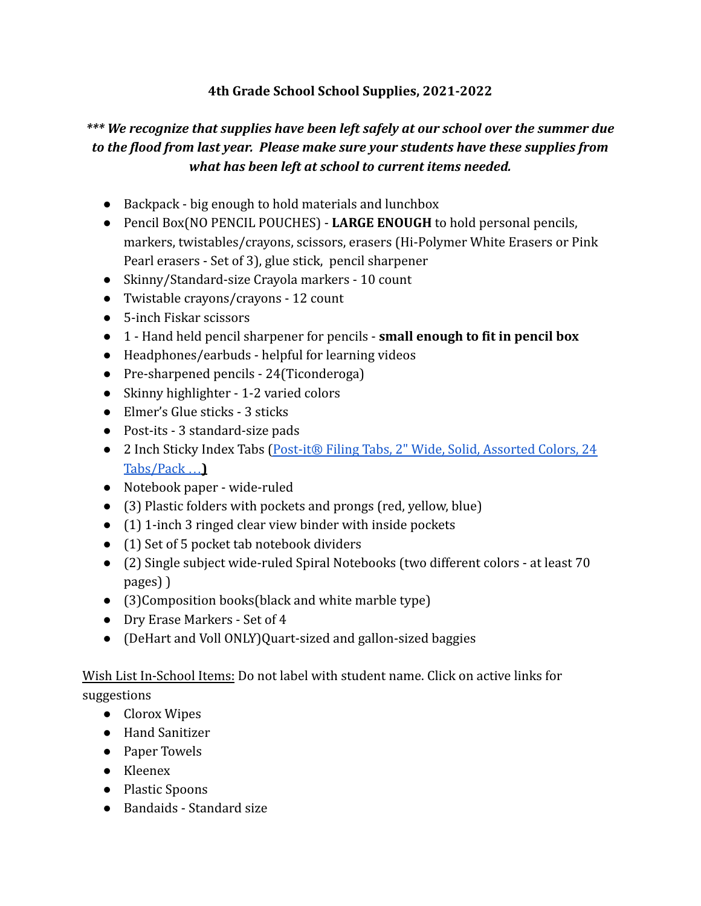**4th Grade School School Supplies, 2021-2022**

***\*\*\* We recognize that supplies have been left safely at our school over the summer due to the flood from last year. Please make sure your students have these supplies from what has been left at school to current items needed.***

- Backpack - big enough to hold materials and lunchbox
- Pencil Box(NO PENCIL POUCHES) - **LARGE ENOUGH** to hold personal pencils, markers, twistables/crayons, scissors, erasers (Hi-Polymer White Erasers or Pink Pearl erasers - Set of 3), glue stick, pencil sharpener
- Skinny/Standard-size Crayola markers - 10 count
- Twistable crayons/crayons - 12 count
- 5-inch Fiskar scissors
- 1 - Hand held pencil sharpener for pencils - **small enough to fit in pencil box**
- Headphones/earbuds - helpful for learning videos
- Pre-sharpened pencils - 24(Ticonderoga)
- Skinny highlighter - 1-2 varied colors
- Elmer's Glue sticks - 3 sticks
- Post-its - 3 standard-size pads
- 2 Inch Sticky Index Tabs (Post-it® Filing Tabs, 2" Wide, Solid, Assorted Colors, 24 Tabs/Pack …)
- Notebook paper - wide-ruled
- (3) Plastic folders with pockets and prongs (red, yellow, blue)
- (1) 1-inch 3 ringed clear view binder with inside pockets
- (1) Set of 5 pocket tab notebook dividers
- (2) Single subject wide-ruled Spiral Notebooks (two different colors - at least 70 pages) )
- (3)Composition books(black and white marble type)
- Dry Erase Markers - Set of 4
- (DeHart and Voll ONLY)Quart-sized and gallon-sized baggies

Wish List In-School Items: Do not label with student name. Click on active links for suggestions

- Clorox Wipes
- Hand Sanitizer
- Paper Towels
- Kleenex
- Plastic Spoons
- Bandaids - Standard size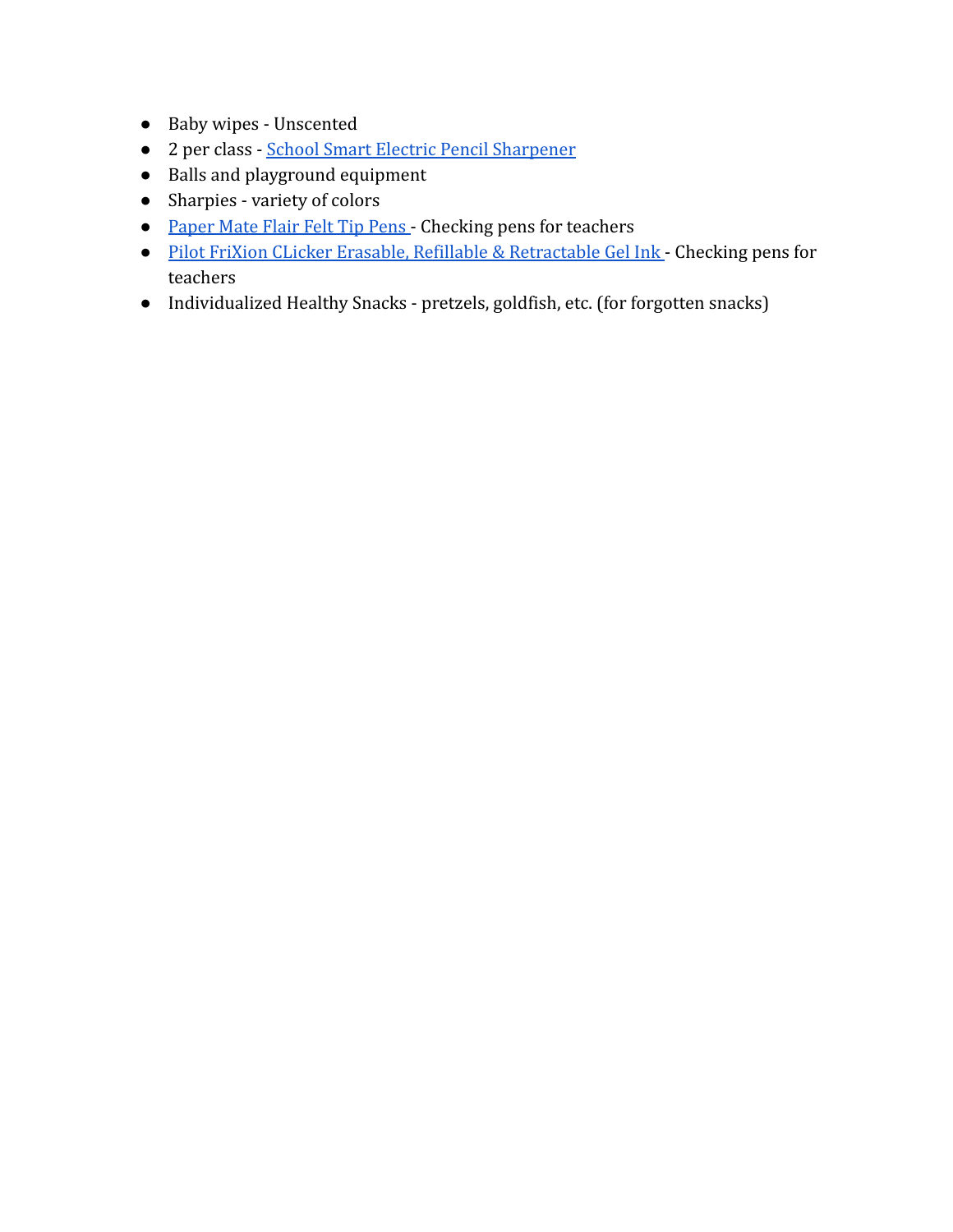- Baby wipes - Unscented
- 2 per class - School Smart Electric Pencil Sharpener
- Balls and playground equipment
- Sharpies - variety of colors
- Paper Mate Flair Felt Tip Pens - Checking pens for teachers
- Pilot FriXion CLicker Erasable, Refillable & Retractable Gel Ink - Checking pens for teachers
- Individualized Healthy Snacks - pretzels, goldfish, etc. (for forgotten snacks)